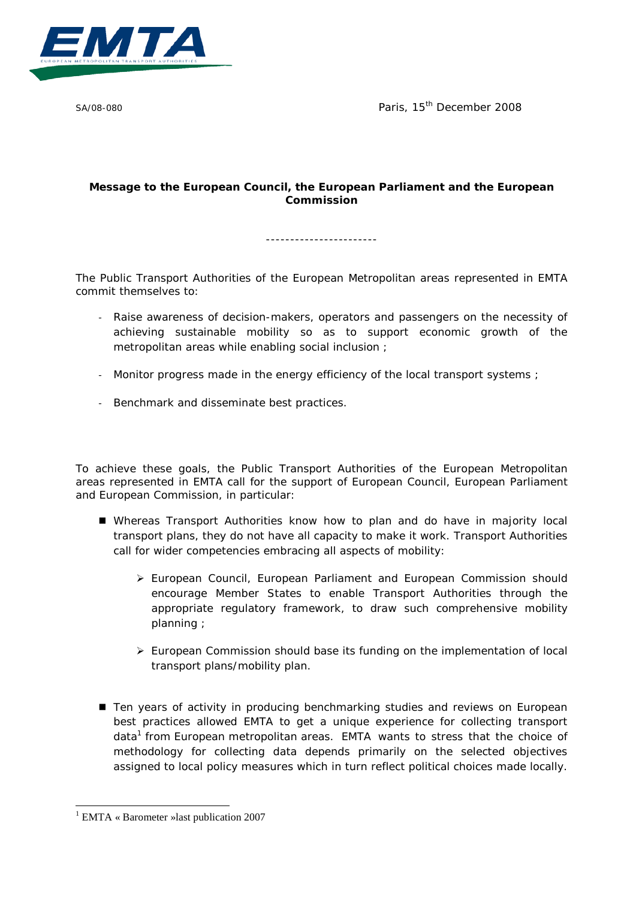EMTA

EUROPEAN METROPOLITAN TRANSPORT AUTHORITIES

SA/08-080

Paris, 15th December 2008

**Message to the European Council, the European Parliament and the European Commission**

-----------------------

The Public Transport Authorities of the European Metropolitan areas represented in EMTA commit themselves to:

- Raise awareness of decision-makers, operators and passengers on the necessity of achieving sustainable mobility so as to support economic growth of the metropolitan areas while enabling social inclusion ;
- Monitor progress made in the energy efficiency of the local transport systems ;
- Benchmark and disseminate best practices.

To achieve these goals, the Public Transport Authorities of the European Metropolitan areas represented in EMTA call for the support of European Council, European Parliament and European Commission, in particular:

- Whereas Transport Authorities know how to plan and do have in majority local transport plans, they do not have all capacity to make it work. Transport Authorities call for wider competencies embracing all aspects of mobility:
  - European Council, European Parliament and European Commission should encourage Member States to enable Transport Authorities through the appropriate regulatory framework, to draw such comprehensive mobility planning ;
  - European Commission should base its funding on the implementation of local transport plans/mobility plan.

- Ten years of activity in producing benchmarking studies and reviews on European best practices allowed EMTA to get a unique experience for collecting transport data[1] from European metropolitan areas. EMTA wants to stress that the choice of methodology for collecting data depends primarily on the selected objectives assigned to local policy measures which in turn reflect political choices made locally.

[1] EMTA « Barometer »last publication 2007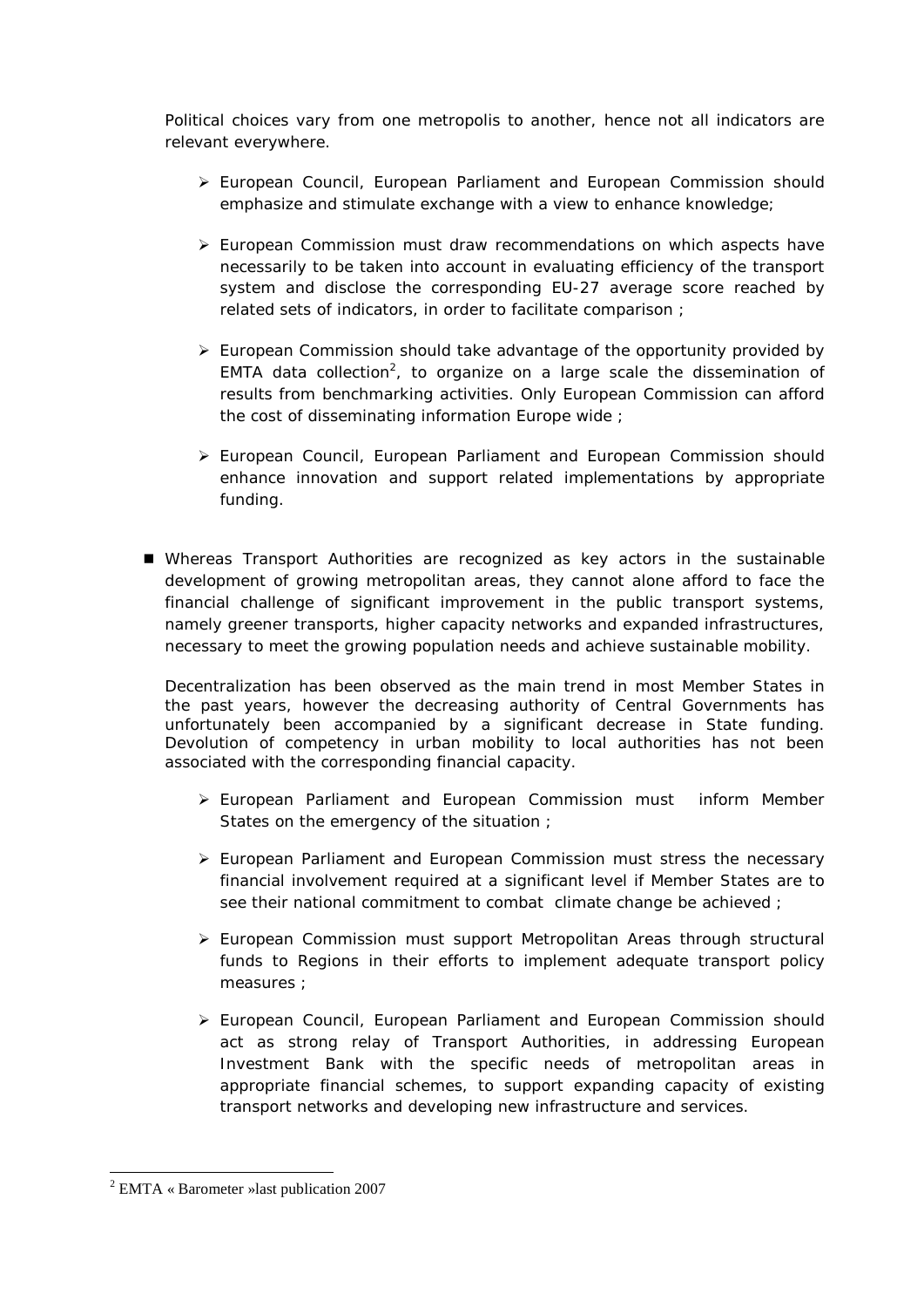Political choices vary from one metropolis to another, hence not all indicators are relevant everywhere.

- European Council, European Parliament and European Commission should emphasize and stimulate exchange with a view to enhance knowledge;

- European Commission must draw recommendations on which aspects have necessarily to be taken into account in evaluating efficiency of the transport system and disclose the corresponding EU-27 average score reached by related sets of indicators, in order to facilitate comparison ;

- European Commission should take advantage of the opportunity provided by EMTA data collection[2], to organize on a large scale the dissemination of results from benchmarking activities. Only European Commission can afford the cost of disseminating information Europe wide ;

- European Council, European Parliament and European Commission should enhance innovation and support related implementations by appropriate funding.

■ Whereas Transport Authorities are recognized as key actors in the sustainable development of growing metropolitan areas, they cannot alone afford to face the financial challenge of significant improvement in the public transport systems, namely greener transports, higher capacity networks and expanded infrastructures, necessary to meet the growing population needs and achieve sustainable mobility.

Decentralization has been observed as the main trend in most Member States in the past years, however the decreasing authority of Central Governments has unfortunately been accompanied by a significant decrease in State funding. Devolution of competency in urban mobility to local authorities has not been associated with the corresponding financial capacity.

- European Parliament and European Commission must inform Member States on the emergency of the situation ;

- European Parliament and European Commission must stress the necessary financial involvement required at a significant level if Member States are to see their national commitment to combat climate change be achieved ;

- European Commission must support Metropolitan Areas through structural funds to Regions in their efforts to implement adequate transport policy measures ;

- European Council, European Parliament and European Commission should act as strong relay of Transport Authorities, in addressing European Investment Bank with the specific needs of metropolitan areas in appropriate financial schemes, to support expanding capacity of existing transport networks and developing new infrastructure and services.

---

[2] EMTA « Barometer »last publication 2007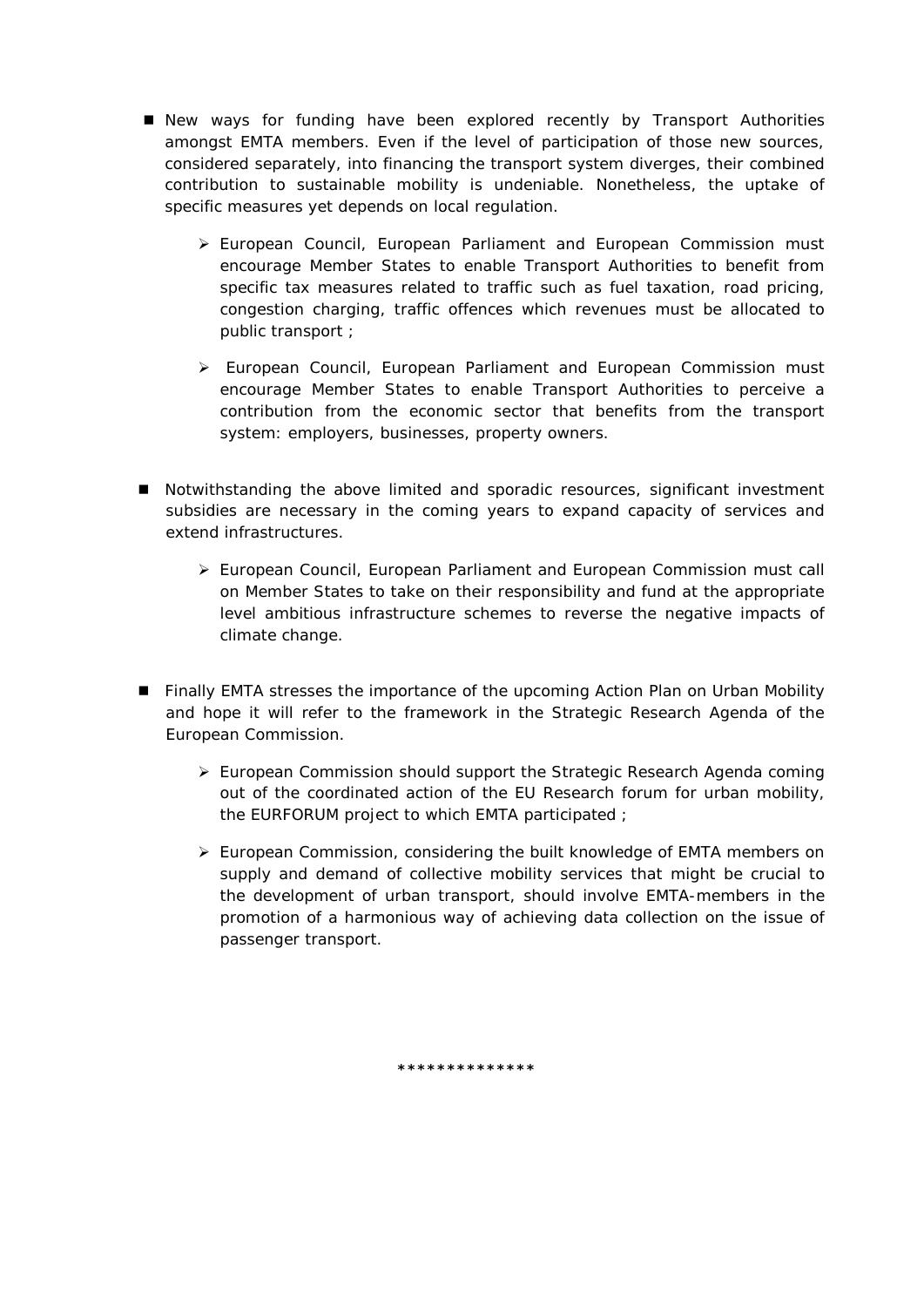- New ways for funding have been explored recently by Transport Authorities amongst EMTA members. Even if the level of participation of those new sources, considered separately, into financing the transport system diverges, their combined contribution to sustainable mobility is undeniable. Nonetheless, the uptake of specific measures yet depends on local regulation.

    - European Council, European Parliament and European Commission must encourage Member States to enable Transport Authorities to benefit from specific tax measures related to traffic such as fuel taxation, road pricing, congestion charging, traffic offences which revenues must be allocated to public transport ;

    - European Council, European Parliament and European Commission must encourage Member States to enable Transport Authorities to perceive a contribution from the economic sector that benefits from the transport system: employers, businesses, property owners.

- Notwithstanding the above limited and sporadic resources, significant investment subsidies are necessary in the coming years to expand capacity of services and extend infrastructures.

    - European Council, European Parliament and European Commission must call on Member States to take on their responsibility and fund at the appropriate level ambitious infrastructure schemes to reverse the negative impacts of climate change.

- Finally EMTA stresses the importance of the upcoming Action Plan on Urban Mobility and hope it will refer to the framework in the Strategic Research Agenda of the European Commission.

    - European Commission should support the Strategic Research Agenda coming out of the coordinated action of the EU Research forum for urban mobility, the EURFORUM project to which EMTA participated ;

    - European Commission, considering the built knowledge of EMTA members on supply and demand of collective mobility services that might be crucial to the development of urban transport, should involve EMTA-members in the promotion of a harmonious way of achieving data collection on the issue of passenger transport.

**************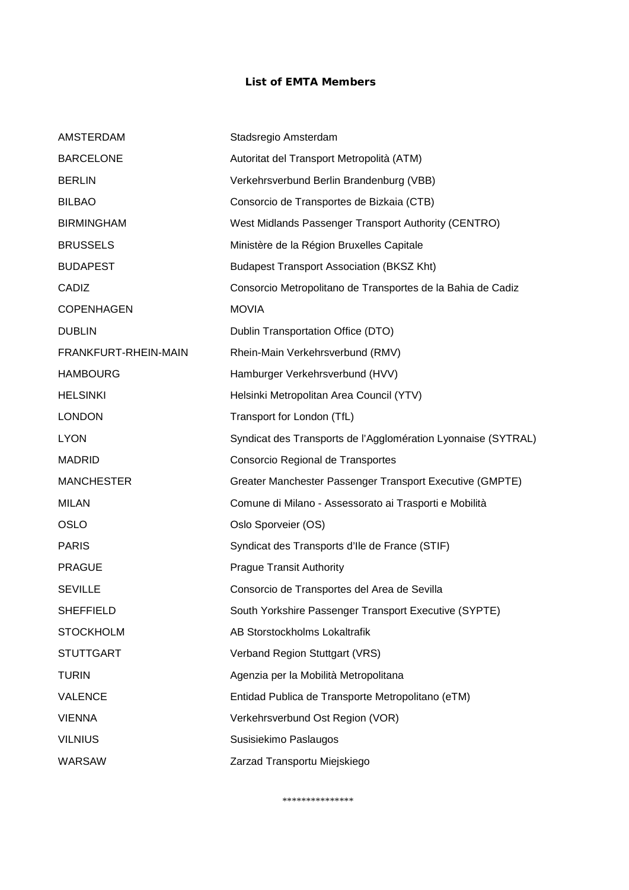**List of EMTA Members**

| | |
|---|---|
| AMSTERDAM | Stadsregio Amsterdam |
| BARCELONE | Autoritat del Transport Metropolità (ATM) |
| BERLIN | Verkehrsverbund Berlin Brandenburg (VBB) |
| BILBAO | Consorcio de Transportes de Bizkaia (CTB) |
| BIRMINGHAM | West Midlands Passenger Transport Authority (CENTRO) |
| BRUSSELS | Ministère de la Région Bruxelles Capitale |
| BUDAPEST | Budapest Transport Association (BKSZ Kht) |
| CADIZ | Consorcio Metropolitano de Transportes de la Bahia de Cadiz |
| COPENHAGEN | MOVIA |
| DUBLIN | Dublin Transportation Office (DTO) |
| FRANKFURT-RHEIN-MAIN | Rhein-Main Verkehrsverbund (RMV) |
| HAMBOURG | Hamburger Verkehrsverbund (HVV) |
| HELSINKI | Helsinki Metropolitan Area Council (YTV) |
| LONDON | Transport for London (TfL) |
| LYON | Syndicat des Transports de l'Agglomération Lyonnaise (SYTRAL) |
| MADRID | Consorcio Regional de Transportes |
| MANCHESTER | Greater Manchester Passenger Transport Executive (GMPTE) |
| MILAN | Comune di Milano - Assessorato ai Trasporti e Mobilità |
| OSLO | Oslo Sporveier (OS) |
| PARIS | Syndicat des Transports d'Ile de France (STIF) |
| PRAGUE | Prague Transit Authority |
| SEVILLE | Consorcio de Transportes del Area de Sevilla |
| SHEFFIELD | South Yorkshire Passenger Transport Executive (SYPTE) |
| STOCKHOLM | AB Storstockholms Lokaltrafik |
| STUTTGART | Verband Region Stuttgart (VRS) |
| TURIN | Agenzia per la Mobilità Metropolitana |
| VALENCE | Entidad Publica de Transporte Metropolitano (eTM) |
| VIENNA | Verkehrsverbund Ost Region (VOR) |
| VILNIUS | Susisiekimo Paslaugos |
| WARSAW | Zarzad Transportu Miejskiego |

***************